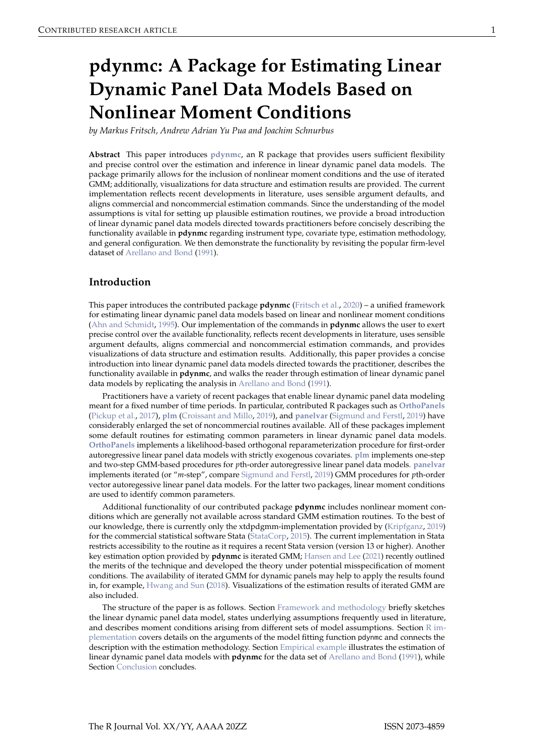# pdynmc: A Package for Estimating Linear Dynamic Panel Data Models Based on Nonlinear Moment Conditions

*by Markus Fritsch, Andrew Adrian Yu Pua and Joachim Schnurbus*

**Abstract** This paper introduces **pdynmc**, an R package that provides users sufficient flexibility and precise control over the estimation and inference in linear dynamic panel data models. The package primarily allows for the inclusion of nonlinear moment conditions and the use of iterated GMM; additionally, visualizations for data structure and estimation results are provided. The current implementation reflects recent developments in literature, uses sensible argument defaults, and aligns commercial and noncommercial estimation commands. Since the understanding of the model assumptions is vital for setting up plausible estimation routines, we provide a broad introduction of linear dynamic panel data models directed towards practitioners before concisely describing the functionality available in **pdynmc** regarding instrument type, covariate type, estimation methodology, and general configuration. We then demonstrate the functionality by revisiting the popular firm-level dataset of Arellano and Bond (1991).

## Introduction

This paper introduces the contributed package **pdynmc** (Fritsch et al., 2020) – a unified framework for estimating linear dynamic panel data models based on linear and nonlinear moment conditions (Ahn and Schmidt, 1995). Our implementation of the commands in **pdynmc** allows the user to exert precise control over the available functionality, reflects recent developments in literature, uses sensible argument defaults, aligns commercial and noncommercial estimation commands, and provides visualizations of data structure and estimation results. Additionally, this paper provides a concise introduction into linear dynamic panel data models directed towards the practitioner, describes the functionality available in **pdynmc**, and walks the reader through estimation of linear dynamic panel data models by replicating the analysis in Arellano and Bond (1991).

Practitioners have a variety of recent packages that enable linear dynamic panel data modeling meant for a fixed number of time periods. In particular, contributed R packages such as **OrthoPanels** (Pickup et al., 2017), **plm** (Croissant and Millo, 2019), and **panelvar** (Sigmund and Ferstl, 2019) have considerably enlarged the set of noncommercial routines available. All of these packages implement some default routines for estimating common parameters in linear dynamic panel data models. **OrthoPanels** implements a likelihood-based orthogonal reparameterization procedure for first-order autoregressive linear panel data models with strictly exogenous covariates. **plm** implements one-step and two-step GMM-based procedures for $p$th-order autoregressive linear panel data models. **panelvar** implements iterated (or "$m$-step", compare Sigmund and Ferstl, 2019) GMM procedures for $p$th-order vector autoregessive linear panel data models. For the latter two packages, linear moment conditions are used to identify common parameters.

Additional functionality of our contributed package **pdynmc** includes nonlinear moment conditions which are generally not available across standard GMM estimation routines. To the best of our knowledge, there is currently only the xtdpdgmm-implementation provided by (Kripfganz, 2019) for the commercial statistical software Stata (StataCorp, 2015). The current implementation in Stata restricts accessibility to the routine as it requires a recent Stata version (version 13 or higher). Another key estimation option provided by **pdynmc** is iterated GMM; Hansen and Lee (2021) recently outlined the merits of the technique and developed the theory under potential misspecification of moment conditions. The availability of iterated GMM for dynamic panels may help to apply the results found in, for example, Hwang and Sun (2018). Visualizations of the estimation results of iterated GMM are also included.

The structure of the paper is as follows. Section Framework and methodology briefly sketches the linear dynamic panel data model, states underlying assumptions frequently used in literature, and describes moment conditions arising from different sets of model assumptions. Section R implementation covers details on the arguments of the model fitting function pdynmc and connects the description with the estimation methodology. Section Empirical example illustrates the estimation of linear dynamic panel data models with **pdynmc** for the data set of Arellano and Bond (1991), while Section Conclusion concludes.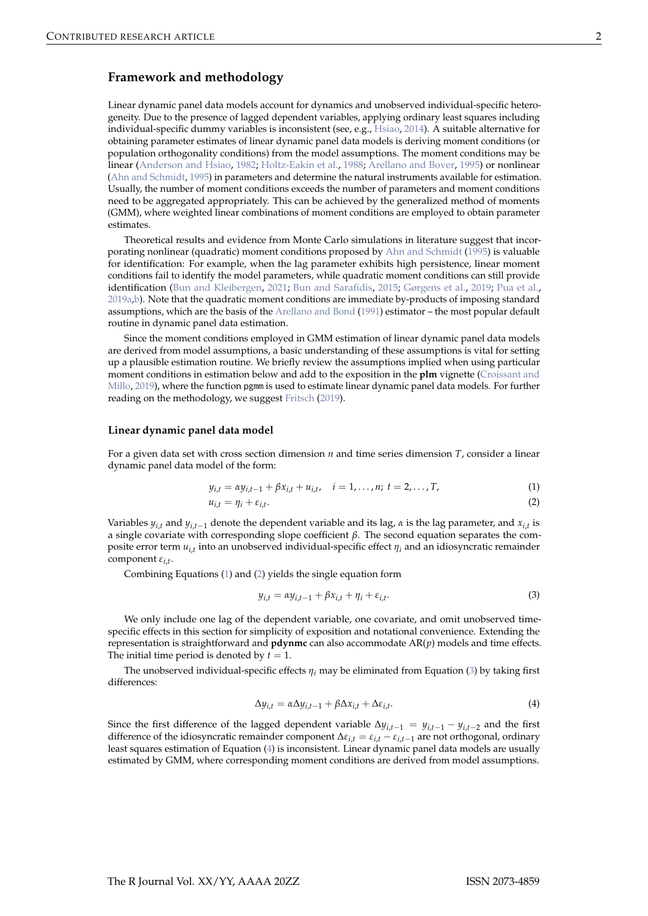## Framework and methodology

Linear dynamic panel data models account for dynamics and unobserved individual-specific heterogeneity. Due to the presence of lagged dependent variables, applying ordinary least squares including individual-specific dummy variables is inconsistent (see, e.g., Hsiao, 2014). A suitable alternative for obtaining parameter estimates of linear dynamic panel data models is deriving moment conditions (or population orthogonality conditions) from the model assumptions. The moment conditions may be linear (Anderson and Hsiao, 1982; Holtz-Eakin et al., 1988; Arellano and Bover, 1995) or nonlinear (Ahn and Schmidt, 1995) in parameters and determine the natural instruments available for estimation. Usually, the number of moment conditions exceeds the number of parameters and moment conditions need to be aggregated appropriately. This can be achieved by the generalized method of moments (GMM), where weighted linear combinations of moment conditions are employed to obtain parameter estimates.

Theoretical results and evidence from Monte Carlo simulations in literature suggest that incorporating nonlinear (quadratic) moment conditions proposed by Ahn and Schmidt (1995) is valuable for identification: For example, when the lag parameter exhibits high persistence, linear moment conditions fail to identify the model parameters, while quadratic moment conditions can still provide identification (Bun and Kleibergen, 2021; Bun and Sarafidis, 2015; Gørgens et al., 2019; Pua et al., 2019a,b). Note that the quadratic moment conditions are immediate by-products of imposing standard assumptions, which are the basis of the Arellano and Bond (1991) estimator – the most popular default routine in dynamic panel data estimation.

Since the moment conditions employed in GMM estimation of linear dynamic panel data models are derived from model assumptions, a basic understanding of these assumptions is vital for setting up a plausible estimation routine. We briefly review the assumptions implied when using particular moment conditions in estimation below and add to the exposition in the **plm** vignette (Croissant and Millo, 2019), where the function `pgmm` is used to estimate linear dynamic panel data models. For further reading on the methodology, we suggest Fritsch (2019).

### Linear dynamic panel data model

For a given data set with cross section dimension $n$ and time series dimension $T$, consider a linear dynamic panel data model of the form:

$$y_{i,t} = \alpha y_{i,t-1} + \beta x_{i,t} + u_{i,t}, \quad i = 1, \dots, n; \; t = 2, \dots, T, \tag{1}$$

$$u_{i,t} = \eta_i + \varepsilon_{i,t}. \tag{2}$$

Variables $y_{i,t}$ and $y_{i,t-1}$ denote the dependent variable and its lag, $\alpha$ is the lag parameter, and $x_{i,t}$ is a single covariate with corresponding slope coefficient $\beta$. The second equation separates the composite error term $u_{i,t}$ into an unobserved individual-specific effect $\eta_i$ and an idiosyncratic remainder component $\varepsilon_{i,t}$.

Combining Equations (1) and (2) yields the single equation form

$$y_{i,t} = \alpha y_{i,t-1} + \beta x_{i,t} + \eta_i + \varepsilon_{i,t}. \tag{3}$$

We only include one lag of the dependent variable, one covariate, and omit unobserved time-specific effects in this section for simplicity of exposition and notational convenience. Extending the representation is straightforward and **pdynmc** can also accommodate AR($p$) models and time effects. The initial time period is denoted by $t = 1$.

The unobserved individual-specific effects $\eta_i$ may be eliminated from Equation (3) by taking first differences:

$$\Delta y_{i,t} = \alpha \Delta y_{i,t-1} + \beta \Delta x_{i,t} + \Delta \varepsilon_{i,t}. \tag{4}$$

Since the first difference of the lagged dependent variable $\Delta y_{i,t-1} = y_{i,t-1} - y_{i,t-2}$ and the first difference of the idiosyncratic remainder component $\Delta \varepsilon_{i,t} = \varepsilon_{i,t} - \varepsilon_{i,t-1}$ are not orthogonal, ordinary least squares estimation of Equation (4) is inconsistent. Linear dynamic panel data models are usually estimated by GMM, where corresponding moment conditions are derived from model assumptions.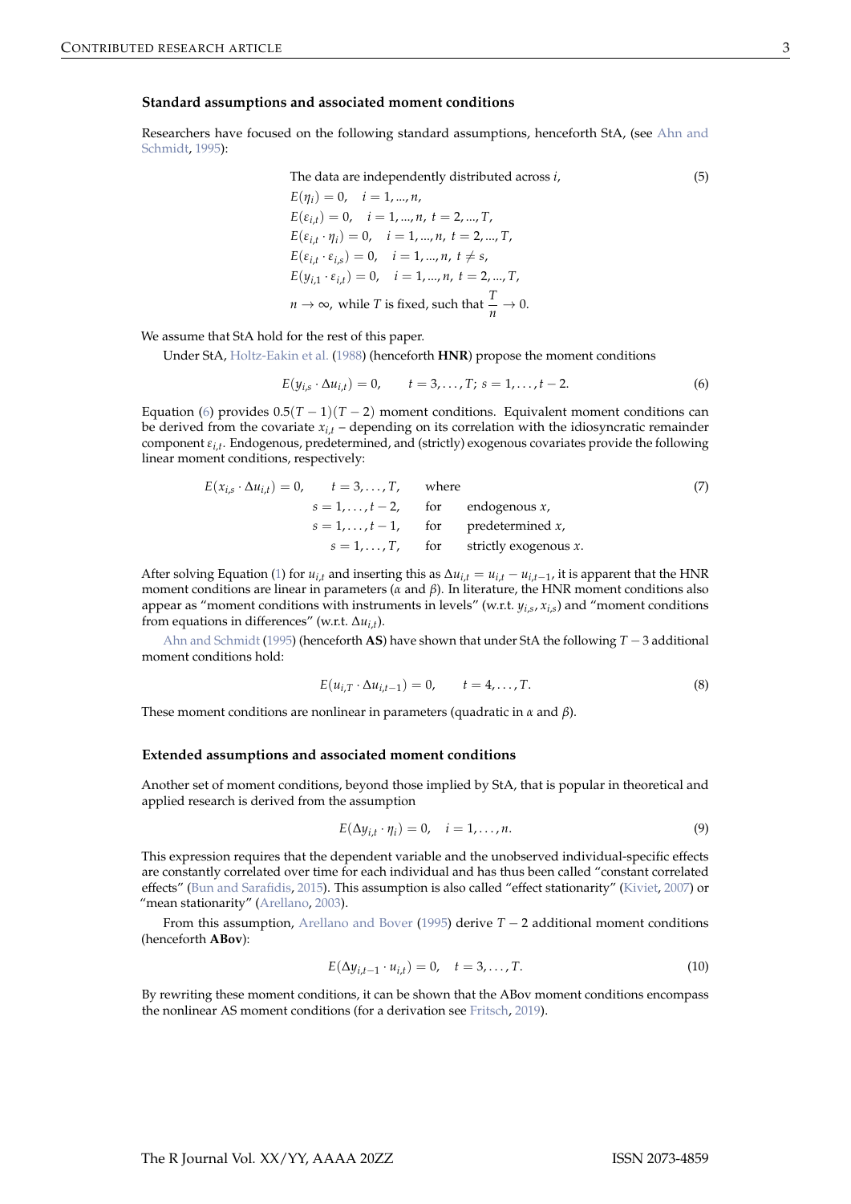### Standard assumptions and associated moment conditions

Researchers have focused on the following standard assumptions, henceforth StA, (see Ahn and Schmidt, 1995):

$$
\begin{aligned}
&\text{The data are independently distributed across } i, && (5)\\
&E(\eta_i) = 0, \quad i = 1, ..., n, \\
&E(\varepsilon_{i,t}) = 0, \quad i = 1, ..., n,\ t = 2, ..., T, \\
&E(\varepsilon_{i,t} \cdot \eta_i) = 0, \quad i = 1, ..., n,\ t = 2, ..., T, \\
&E(\varepsilon_{i,t} \cdot \varepsilon_{i,s}) = 0, \quad i = 1, ..., n,\ t \neq s, \\
&E(y_{i,1} \cdot \varepsilon_{i,t}) = 0, \quad i = 1, ..., n,\ t = 2, ..., T, \\
&n \to \infty, \text{ while } T \text{ is fixed, such that } \frac{T}{n} \to 0.
\end{aligned}
$$

We assume that StA hold for the rest of this paper.

Under StA, Holtz-Eakin et al. (1988) (henceforth **HNR**) propose the moment conditions

$$
E(y_{i,s} \cdot \Delta u_{i,t}) = 0, \qquad t = 3, \ldots, T;\ s = 1, \ldots, t-2. \tag{6}
$$

Equation (6) provides $0.5(T-1)(T-2)$ moment conditions. Equivalent moment conditions can be derived from the covariate $x_{i,t}$ – depending on its correlation with the idiosyncratic remainder component $\varepsilon_{i,t}$. Endogenous, predetermined, and (strictly) exogenous covariates provide the following linear moment conditions, respectively:

$$
\begin{aligned}
E(x_{i,s} \cdot \Delta u_{i,t}) = 0, \qquad t = 3, \ldots, T, \qquad & \text{where} && (7)\\
s = 1, \ldots, t-2, \qquad & \text{for} \quad \text{endogenous } x, \\
s = 1, \ldots, t-1, \qquad & \text{for} \quad \text{predetermined } x, \\
s = 1, \ldots, T, \qquad & \text{for} \quad \text{strictly exogenous } x.
\end{aligned}
$$

After solving Equation (1) for $u_{i,t}$ and inserting this as $\Delta u_{i,t} = u_{i,t} - u_{i,t-1}$, it is apparent that the HNR moment conditions are linear in parameters ($\alpha$ and $\beta$). In literature, the HNR moment conditions also appear as "moment conditions with instruments in levels" (w.r.t. $y_{i,s}, x_{i,s}$) and "moment conditions from equations in differences" (w.r.t. $\Delta u_{i,t}$).

Ahn and Schmidt (1995) (henceforth **AS**) have shown that under StA the following $T-3$ additional moment conditions hold:

$$
E(u_{i,T} \cdot \Delta u_{i,t-1}) = 0, \qquad t = 4, \ldots, T. \tag{8}
$$

These moment conditions are nonlinear in parameters (quadratic in $\alpha$ and $\beta$).

### Extended assumptions and associated moment conditions

Another set of moment conditions, beyond those implied by StA, that is popular in theoretical and applied research is derived from the assumption

$$
E(\Delta y_{i,t} \cdot \eta_i) = 0, \quad i = 1, \ldots, n. \tag{9}
$$

This expression requires that the dependent variable and the unobserved individual-specific effects are constantly correlated over time for each individual and has thus been called "constant correlated effects" (Bun and Sarafidis, 2015). This assumption is also called "effect stationarity" (Kiviet, 2007) or "mean stationarity" (Arellano, 2003).

From this assumption, Arellano and Bover (1995) derive $T-2$ additional moment conditions (henceforth **ABov**):

$$
E(\Delta y_{i,t-1} \cdot u_{i,t}) = 0, \quad t = 3, \ldots, T. \tag{10}
$$

By rewriting these moment conditions, it can be shown that the ABov moment conditions encompass the nonlinear AS moment conditions (for a derivation see Fritsch, 2019).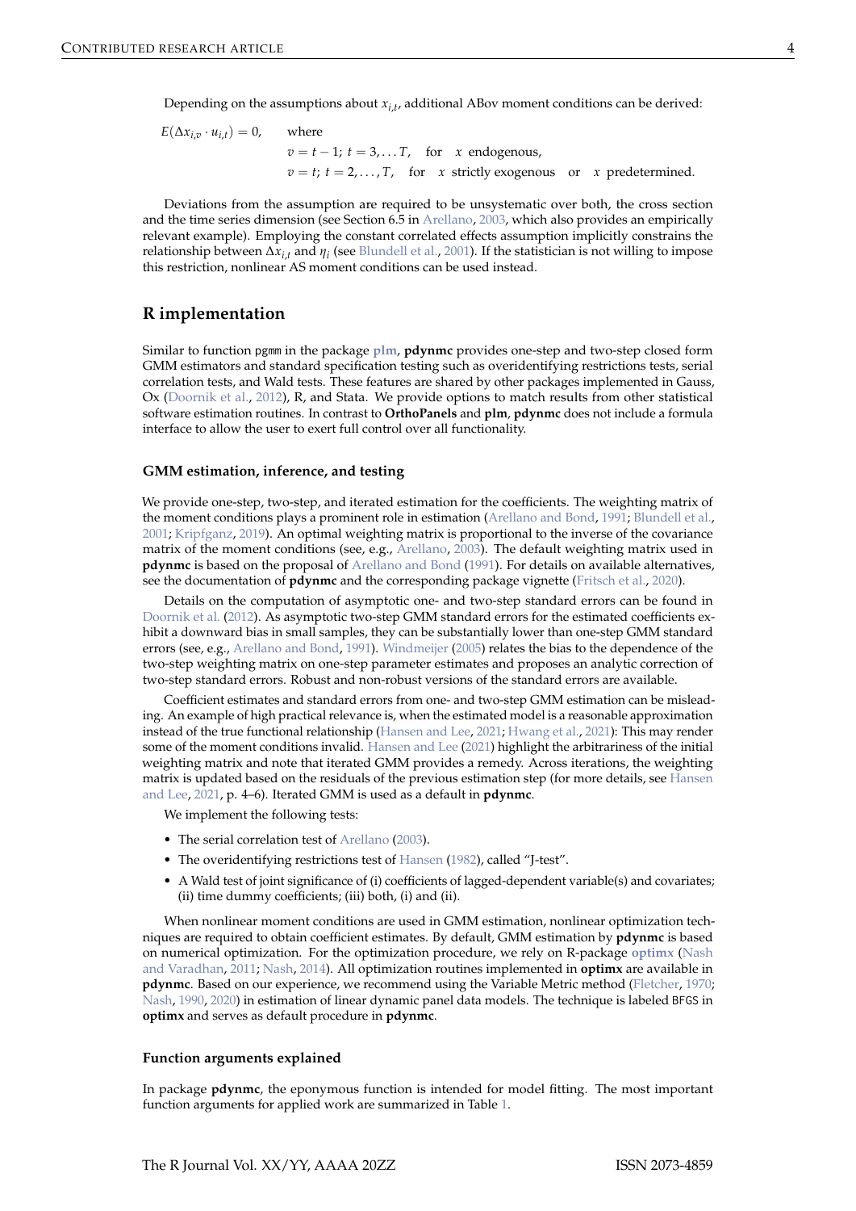Depending on the assumptions about $x_{i,t}$, additional ABov moment conditions can be derived:

$$
E(\Delta x_{i,v} \cdot u_{i,t}) = 0, \quad \text{where}
$$
$$
v = t-1;\ t = 3, \ldots T, \quad \text{for} \quad x \text{ endogenous,}
$$
$$
v = t;\ t = 2, \ldots, T, \quad \text{for} \quad x \text{ strictly exogenous} \quad \text{or} \quad x \text{ predetermined.}
$$

Deviations from the assumption are required to be unsystematic over both, the cross section and the time series dimension (see Section 6.5 in Arellano, 2003, which also provides an empirically relevant example). Employing the constant correlated effects assumption implicitly constrains the relationship between $\Delta x_{i,t}$ and $\eta_i$ (see Blundell et al., 2001). If the statistician is not willing to impose this restriction, nonlinear AS moment conditions can be used instead.

## R implementation

Similar to function `pgmm` in the package **plm**, **pdynmc** provides one-step and two-step closed form GMM estimators and standard specification testing such as overidentifying restrictions tests, serial correlation tests, and Wald tests. These features are shared by other packages implemented in Gauss, Ox (Doornik et al., 2012), R, and Stata. We provide options to match results from other statistical software estimation routines. In contrast to **OrthoPanels** and **plm**, **pdynmc** does not include a formula interface to allow the user to exert full control over all functionality.

### GMM estimation, inference, and testing

We provide one-step, two-step, and iterated estimation for the coefficients. The weighting matrix of the moment conditions plays a prominent role in estimation (Arellano and Bond, 1991; Blundell et al., 2001; Kripfganz, 2019). An optimal weighting matrix is proportional to the inverse of the covariance matrix of the moment conditions (see, e.g., Arellano, 2003). The default weighting matrix used in **pdynmc** is based on the proposal of Arellano and Bond (1991). For details on available alternatives, see the documentation of **pdynmc** and the corresponding package vignette (Fritsch et al., 2020).

Details on the computation of asymptotic one- and two-step standard errors can be found in Doornik et al. (2012). As asymptotic two-step GMM standard errors for the estimated coefficients exhibit a downward bias in small samples, they can be substantially lower than one-step GMM standard errors (see, e.g., Arellano and Bond, 1991). Windmeijer (2005) relates the bias to the dependence of the two-step weighting matrix on one-step parameter estimates and proposes an analytic correction of two-step standard errors. Robust and non-robust versions of the standard errors are available.

Coefficient estimates and standard errors from one- and two-step GMM estimation can be misleading. An example of high practical relevance is, when the estimated model is a reasonable approximation instead of the true functional relationship (Hansen and Lee, 2021; Hwang et al., 2021): This may render some of the moment conditions invalid. Hansen and Lee (2021) highlight the arbitrariness of the initial weighting matrix and note that iterated GMM provides a remedy. Across iterations, the weighting matrix is updated based on the residuals of the previous estimation step (for more details, see Hansen and Lee, 2021, p. 4–6). Iterated GMM is used as a default in **pdynmc**.

We implement the following tests:

- The serial correlation test of Arellano (2003).
- The overidentifying restrictions test of Hansen (1982), called "J-test".
- A Wald test of joint significance of (i) coefficients of lagged-dependent variable(s) and covariates; (ii) time dummy coefficients; (iii) both, (i) and (ii).

When nonlinear moment conditions are used in GMM estimation, nonlinear optimization techniques are required to obtain coefficient estimates. By default, GMM estimation by **pdynmc** is based on numerical optimization. For the optimization procedure, we rely on R-package **optimx** (Nash and Varadhan, 2011; Nash, 2014). All optimization routines implemented in **optimx** are available in **pdynmc**. Based on our experience, we recommend using the Variable Metric method (Fletcher, 1970; Nash, 1990, 2020) in estimation of linear dynamic panel data models. The technique is labeled `BFGS` in **optimx** and serves as default procedure in **pdynmc**.

### Function arguments explained

In package **pdynmc**, the eponymous function is intended for model fitting. The most important function arguments for applied work are summarized in Table 1.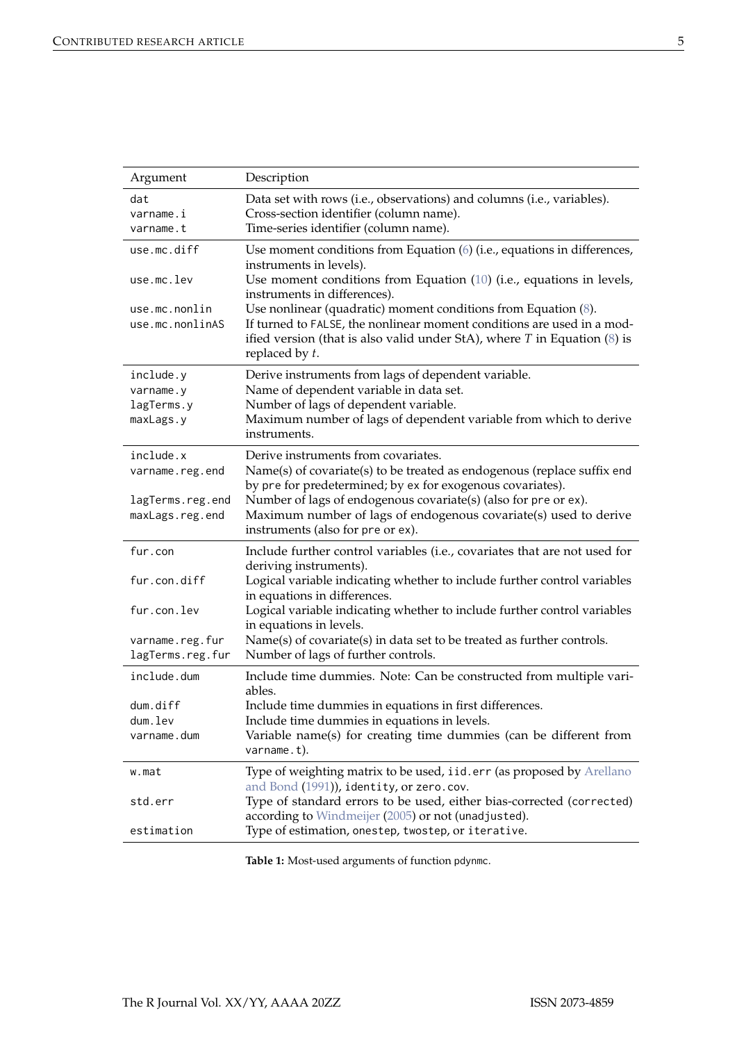| Argument | Description |
| --- | --- |
| `dat` | Data set with rows (i.e., observations) and columns (i.e., variables). |
| `varname.i` | Cross-section identifier (column name). |
| `varname.t` | Time-series identifier (column name). |
| `use.mc.diff` | Use moment conditions from Equation (6) (i.e., equations in differences, instruments in levels). |
| `use.mc.lev` | Use moment conditions from Equation (10) (i.e., equations in levels, instruments in differences). |
| `use.mc.nonlin` | Use nonlinear (quadratic) moment conditions from Equation (8). |
| `use.mc.nonlinAS` | If turned to `FALSE`, the nonlinear moment conditions are used in a modified version (that is also valid under StA), where $T$ in Equation (8) is replaced by $t$. |
| `include.y` | Derive instruments from lags of dependent variable. |
| `varname.y` | Name of dependent variable in data set. |
| `lagTerms.y` | Number of lags of dependent variable. |
| `maxLags.y` | Maximum number of lags of dependent variable from which to derive instruments. |
| `include.x` | Derive instruments from covariates. |
| `varname.reg.end` | Name(s) of covariate(s) to be treated as endogenous (replace suffix `end` by `pre` for predetermined; by `ex` for exogenous covariates). |
| `lagTerms.reg.end` | Number of lags of endogenous covariate(s) (also for `pre` or `ex`). |
| `maxLags.reg.end` | Maximum number of lags of endogenous covariate(s) used to derive instruments (also for `pre` or `ex`). |
| `fur.con` | Include further control variables (i.e., covariates that are not used for deriving instruments). |
| `fur.con.diff` | Logical variable indicating whether to include further control variables in equations in differences. |
| `fur.con.lev` | Logical variable indicating whether to include further control variables in equations in levels. |
| `varname.reg.fur` | Name(s) of covariate(s) in data set to be treated as further controls. |
| `lagTerms.reg.fur` | Number of lags of further controls. |
| `include.dum` | Include time dummies. Note: Can be constructed from multiple variables. |
| `dum.diff` | Include time dummies in equations in first differences. |
| `dum.lev` | Include time dummies in equations in levels. |
| `varname.dum` | Variable name(s) for creating time dummies (can be different from `varname.t`). |
| `w.mat` | Type of weighting matrix to be used, `iid.err` (as proposed by Arellano and Bond (1991)), `identity`, or `zero.cov`. |
| `std.err` | Type of standard errors to be used, either bias-corrected (`corrected`) according to Windmeijer (2005) or not (`unadjusted`). |
| `estimation` | Type of estimation, `onestep`, `twostep`, or `iterative`. |

**Table 1:** Most-used arguments of function `pdynmc`.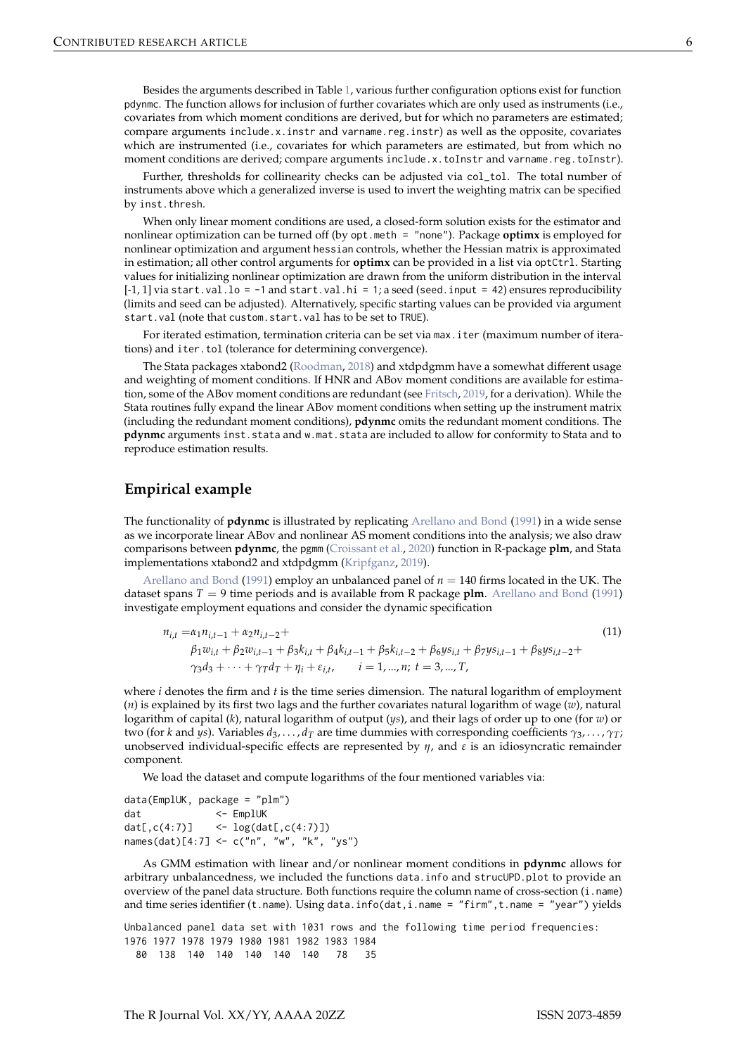Besides the arguments described in Table 1, various further configuration options exist for function pdynmc. The function allows for inclusion of further covariates which are only used as instruments (i.e., covariates from which moment conditions are derived, but for which no parameters are estimated; compare arguments include.x.instr and varname.reg.instr) as well as the opposite, covariates which are instrumented (i.e., covariates for which parameters are estimated, but from which no moment conditions are derived; compare arguments include.x.toInstr and varname.reg.toInstr).

Further, thresholds for collinearity checks can be adjusted via col_tol. The total number of instruments above which a generalized inverse is used to invert the weighting matrix can be specified by inst.thresh.

When only linear moment conditions are used, a closed-form solution exists for the estimator and nonlinear optimization can be turned off (by opt.meth = "none"). Package **optimx** is employed for nonlinear optimization and argument hessian controls, whether the Hessian matrix is approximated in estimation; all other control arguments for **optimx** can be provided in a list via optCtrl. Starting values for initializing nonlinear optimization are drawn from the uniform distribution in the interval [-1, 1] via start.val.lo = -1 and start.val.hi = 1; a seed (seed.input = 42) ensures reproducibility (limits and seed can be adjusted). Alternatively, specific starting values can be provided via argument start.val (note that custom.start.val has to be set to TRUE).

For iterated estimation, termination criteria can be set via max.iter (maximum number of iterations) and iter.tol (tolerance for determining convergence).

The Stata packages xtabond2 (Roodman, 2018) and xtdpdgmm have a somewhat different usage and weighting of moment conditions. If HNR and ABov moment conditions are available for estimation, some of the ABov moment conditions are redundant (see Fritsch, 2019, for a derivation). While the Stata routines fully expand the linear ABov moment conditions when setting up the instrument matrix (including the redundant moment conditions), **pdynmc** omits the redundant moment conditions. The **pdynmc** arguments inst.stata and w.mat.stata are included to allow for conformity to Stata and to reproduce estimation results.

## Empirical example

The functionality of **pdynmc** is illustrated by replicating Arellano and Bond (1991) in a wide sense as we incorporate linear ABov and nonlinear AS moment conditions into the analysis; we also draw comparisons between **pdynmc**, the pgmm (Croissant et al., 2020) function in R-package **plm**, and Stata implementations xtabond2 and xtdpdgmm (Kripfganz, 2019).

Arellano and Bond (1991) employ an unbalanced panel of $n = 140$ firms located in the UK. The dataset spans $T = 9$ time periods and is available from R package **plm**. Arellano and Bond (1991) investigate employment equations and consider the dynamic specification

$$
\begin{aligned}
n_{i,t} =& \alpha_1 n_{i,t-1} + \alpha_2 n_{i,t-2} + \\
& \beta_1 w_{i,t} + \beta_2 w_{i,t-1} + \beta_3 k_{i,t} + \beta_4 k_{i,t-1} + \beta_5 k_{i,t-2} + \beta_6 ys_{i,t} + \beta_7 ys_{i,t-1} + \beta_8 ys_{i,t-2} + \\
& \gamma_3 d_3 + \cdots + \gamma_T d_T + \eta_i + \varepsilon_{i,t}, \qquad i = 1, ..., n; \ t = 3, ..., T,
\end{aligned} \tag{11}
$$

where $i$ denotes the firm and $t$ is the time series dimension. The natural logarithm of employment ($n$) is explained by its first two lags and the further covariates natural logarithm of wage ($w$), natural logarithm of capital ($k$), natural logarithm of output ($ys$), and their lags of order up to one (for $w$) or two (for $k$ and $ys$). Variables $d_3, \ldots, d_T$ are time dummies with corresponding coefficients $\gamma_3, \ldots, \gamma_T$; unobserved individual-specific effects are represented by $\eta$, and $\varepsilon$ is an idiosyncratic remainder component.

We load the dataset and compute logarithms of the four mentioned variables via:

```
data(EmplUK, package = "plm")
dat              <- EmplUK
dat[,c(4:7)]     <- log(dat[,c(4:7)])
names(dat)[4:7] <- c("n", "w", "k", "ys")
```

As GMM estimation with linear and/or nonlinear moment conditions in **pdynmc** allows for arbitrary unbalancedness, we included the functions data.info and strucUPD.plot to provide an overview of the panel data structure. Both functions require the column name of cross-section (i.name) and time series identifier (t.name). Using data.info(dat,i.name = "firm",t.name = "year") yields

```
Unbalanced panel data set with 1031 rows and the following time period frequencies:
1976 1977 1978 1979 1980 1981 1982 1983 1984
  80  138  140  140  140  140  140   78   35
```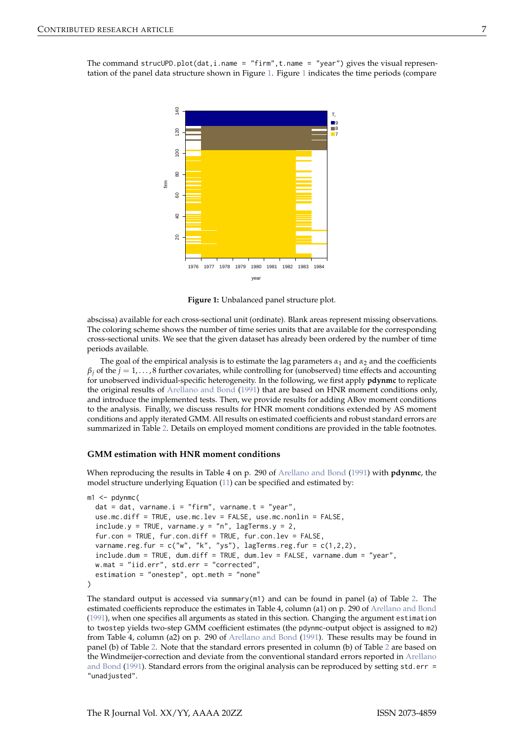The command `strucUPD.plot(dat,i.name = "firm",t.name = "year")` gives the visual representation of the panel data structure shown in Figure 1. Figure 1 indicates the time periods (compare

**Figure 1:** Unbalanced panel structure plot.

abscissa) available for each cross-sectional unit (ordinate). Blank areas represent missing observations. The coloring scheme shows the number of time series units that are available for the corresponding cross-sectional units. We see that the given dataset has already been ordered by the number of time periods available.

The goal of the empirical analysis is to estimate the lag parameters $\alpha_1$ and $\alpha_2$ and the coefficients $\beta_j$ of the $j = 1, \ldots, 8$ further covariates, while controlling for (unobserved) time effects and accounting for unobserved individual-specific heterogeneity. In the following, we first apply **pdynmc** to replicate the original results of Arellano and Bond (1991) that are based on HNR moment conditions only, and introduce the implemented tests. Then, we provide results for adding ABov moment conditions to the analysis. Finally, we discuss results for HNR moment conditions extended by AS moment conditions and apply iterated GMM. All results on estimated coefficients and robust standard errors are summarized in Table 2. Details on employed moment conditions are provided in the table footnotes.

### GMM estimation with HNR moment conditions

When reproducing the results in Table 4 on p. 290 of Arellano and Bond (1991) with **pdynmc**, the model structure underlying Equation (11) can be specified and estimated by:

```
m1 <- pdynmc(
  dat = dat, varname.i = "firm", varname.t = "year",
  use.mc.diff = TRUE, use.mc.lev = FALSE, use.mc.nonlin = FALSE,
  include.y = TRUE, varname.y = "n", lagTerms.y = 2,
  fur.con = TRUE, fur.con.diff = TRUE, fur.con.lev = FALSE,
  varname.reg.fur = c("w", "k", "ys"), lagTerms.reg.fur = c(1,2,2),
  include.dum = TRUE, dum.diff = TRUE, dum.lev = FALSE, varname.dum = "year",
  w.mat = "iid.err", std.err = "corrected",
  estimation = "onestep", opt.meth = "none"
)
```

The standard output is accessed via `summary(m1)` and can be found in panel (a) of Table 2. The estimated coefficients reproduce the estimates in Table 4, column (a1) on p. 290 of Arellano and Bond (1991), when one specifies all arguments as stated in this section. Changing the argument `estimation` to `twostep` yields two-step GMM coefficient estimates (the `pdynmc`-output object is assigned to `m2`) from Table 4, column (a2) on p. 290 of Arellano and Bond (1991). These results may be found in panel (b) of Table 2. Note that the standard errors presented in column (b) of Table 2 are based on the Windmeijer-correction and deviate from the conventional standard errors reported in Arellano and Bond (1991). Standard errors from the original analysis can be reproduced by setting `std.err = "unadjusted"`.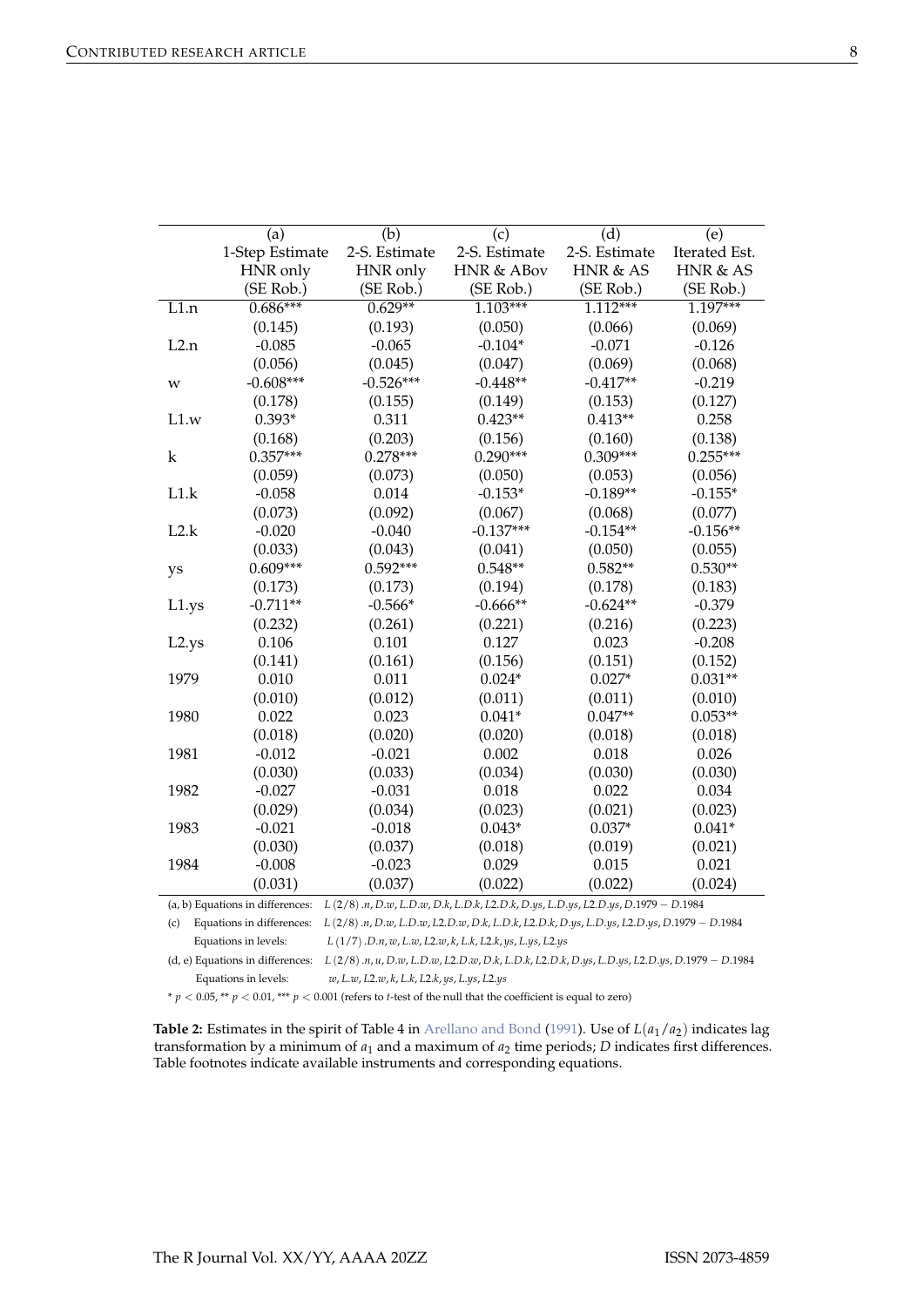| | (a) | (b) | (c) | (d) | (e) |
|---|---|---|---|---|---|
| | 1-Step Estimate | 2-S. Estimate | 2-S. Estimate | 2-S. Estimate | Iterated Est. |
| | HNR only | HNR only | HNR & ABov | HNR & AS | HNR & AS |
| | (SE Rob.) | (SE Rob.) | (SE Rob.) | (SE Rob.) | (SE Rob.) |
| L1.n | 0.686*** | 0.629** | 1.103*** | 1.112*** | 1.197*** |
| | (0.145) | (0.193) | (0.050) | (0.066) | (0.069) |
| L2.n | -0.085 | -0.065 | -0.104* | -0.071 | -0.126 |
| | (0.056) | (0.045) | (0.047) | (0.069) | (0.068) |
| w | -0.608*** | -0.526*** | -0.448** | -0.417** | -0.219 |
| | (0.178) | (0.155) | (0.149) | (0.153) | (0.127) |
| L1.w | 0.393* | 0.311 | 0.423** | 0.413** | 0.258 |
| | (0.168) | (0.203) | (0.156) | (0.160) | (0.138) |
| k | 0.357*** | 0.278*** | 0.290*** | 0.309*** | 0.255*** |
| | (0.059) | (0.073) | (0.050) | (0.053) | (0.056) |
| L1.k | -0.058 | 0.014 | -0.153* | -0.189** | -0.155* |
| | (0.073) | (0.092) | (0.067) | (0.068) | (0.077) |
| L2.k | -0.020 | -0.040 | -0.137*** | -0.154** | -0.156** |
| | (0.033) | (0.043) | (0.041) | (0.050) | (0.055) |
| ys | 0.609*** | 0.592*** | 0.548** | 0.582** | 0.530** |
| | (0.173) | (0.173) | (0.194) | (0.178) | (0.183) |
| L1.ys | -0.711** | -0.566* | -0.666** | -0.624** | -0.379 |
| | (0.232) | (0.261) | (0.221) | (0.216) | (0.223) |
| L2.ys | 0.106 | 0.101 | 0.127 | 0.023 | -0.208 |
| | (0.141) | (0.161) | (0.156) | (0.151) | (0.152) |
| 1979 | 0.010 | 0.011 | 0.024* | 0.027* | 0.031** |
| | (0.010) | (0.012) | (0.011) | (0.011) | (0.010) |
| 1980 | 0.022 | 0.023 | 0.041* | 0.047** | 0.053** |
| | (0.018) | (0.020) | (0.020) | (0.018) | (0.018) |
| 1981 | -0.012 | -0.021 | 0.002 | 0.018 | 0.026 |
| | (0.030) | (0.033) | (0.034) | (0.030) | (0.030) |
| 1982 | -0.027 | -0.031 | 0.018 | 0.022 | 0.034 |
| | (0.029) | (0.034) | (0.023) | (0.021) | (0.023) |
| 1983 | -0.021 | -0.018 | 0.043* | 0.037* | 0.041* |
| | (0.030) | (0.037) | (0.018) | (0.019) | (0.021) |
| 1984 | -0.008 | -0.023 | 0.029 | 0.015 | 0.021 |
| | (0.031) | (0.037) | (0.022) | (0.022) | (0.024) |

(a, b) Equations in differences: $L(2/8).n, D.w, L.D.w, D.k, L.D.k, L2.D.k, D.ys, L.D.ys, L2.D.ys, D.1979 - D.1984$

(c) Equations in differences: $L(2/8).n, D.w, L.D.w, L2.D.w, D.k, L.D.k, L2.D.k, D.ys, L.D.ys, L2.D.ys, D.1979 - D.1984$
Equations in levels: $L(1/7).D.n, w, L.w, L2.w, k, L.k, L2.k, ys, L.ys, L2.ys$

(d, e) Equations in differences: $L(2/8).n, u, D.w, L.D.w, L2.D.w, D.k, L.D.k, L2.D.k, D.ys, L.D.ys, L2.D.ys, D.1979 - D.1984$
Equations in levels: $w, L.w, L2.w, k, L.k, L2.k, ys, L.ys, L2.ys$

* $p < 0.05$, ** $p < 0.01$, *** $p < 0.001$ (refers to $t$-test of the null that the coefficient is equal to zero)

**Table 2:** Estimates in the spirit of Table 4 in Arellano and Bond (1991). Use of $L(a_1/a_2)$ indicates lag transformation by a minimum of $a_1$ and a maximum of $a_2$ time periods; $D$ indicates first differences. Table footnotes indicate available instruments and corresponding equations.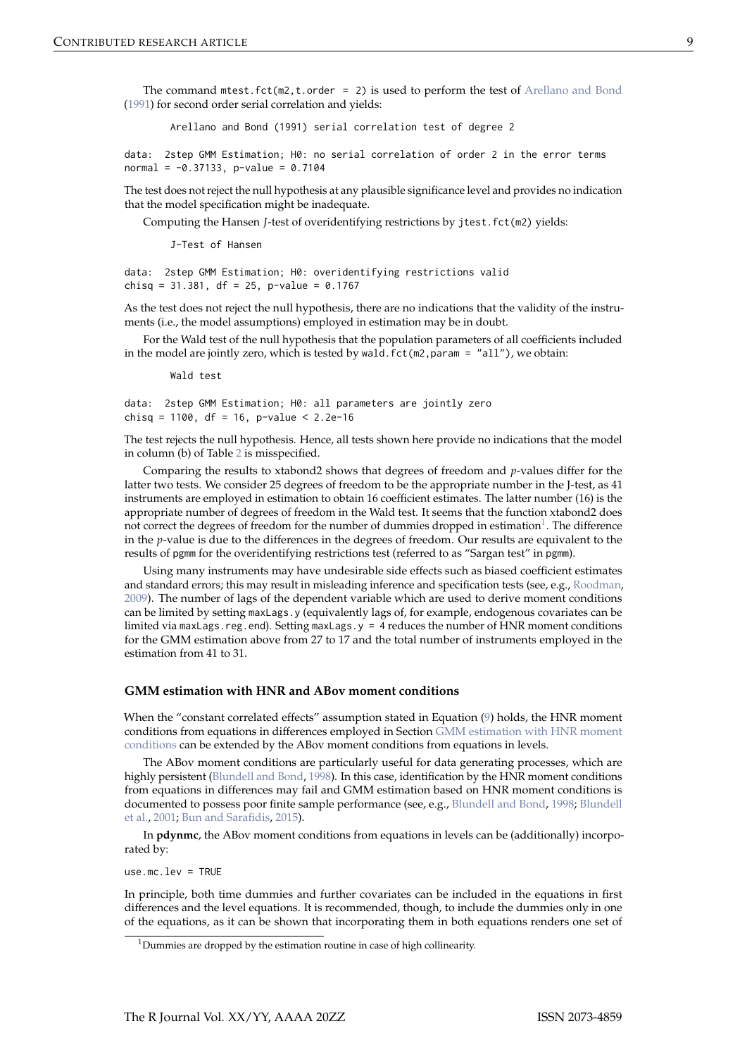The command `mtest.fct(m2,t.order = 2)` is used to perform the test of Arellano and Bond (1991) for second order serial correlation and yields:

```
        Arellano and Bond (1991) serial correlation test of degree 2

data:  2step GMM Estimation; H0: no serial correlation of order 2 in the error terms
normal = -0.37133, p-value = 0.7104
```

The test does not reject the null hypothesis at any plausible significance level and provides no indication that the model specification might be inadequate.

Computing the Hansen *J*-test of overidentifying restrictions by `jtest.fct(m2)` yields:

```
        J-Test of Hansen

data:  2step GMM Estimation; H0: overidentifying restrictions valid
chisq = 31.381, df = 25, p-value = 0.1767
```

As the test does not reject the null hypothesis, there are no indications that the validity of the instruments (i.e., the model assumptions) employed in estimation may be in doubt.

For the Wald test of the null hypothesis that the population parameters of all coefficients included in the model are jointly zero, which is tested by `wald.fct(m2,param = "all")`, we obtain:

```
        Wald test

data:  2step GMM Estimation; H0: all parameters are jointly zero
chisq = 1100, df = 16, p-value < 2.2e-16
```

The test rejects the null hypothesis. Hence, all tests shown here provide no indications that the model in column (b) of Table 2 is misspecified.

Comparing the results to xtabond2 shows that degrees of freedom and *p*-values differ for the latter two tests. We consider 25 degrees of freedom to be the appropriate number in the J-test, as 41 instruments are employed in estimation to obtain 16 coefficient estimates. The latter number (16) is the appropriate number of degrees of freedom in the Wald test. It seems that the function xtabond2 does not correct the degrees of freedom for the number of dummies dropped in estimation[1]. The difference in the *p*-value is due to the differences in the degrees of freedom. Our results are equivalent to the results of `pgmm` for the overidentifying restrictions test (referred to as "Sargan test" in `pgmm`).

Using many instruments may have undesirable side effects such as biased coefficient estimates and standard errors; this may result in misleading inference and specification tests (see, e.g., Roodman, 2009). The number of lags of the dependent variable which are used to derive moment conditions can be limited by setting `maxLags.y` (equivalently lags of, for example, endogenous covariates can be limited via `maxLags.reg.end`). Setting `maxLags.y = 4` reduces the number of HNR moment conditions for the GMM estimation above from 27 to 17 and the total number of instruments employed in the estimation from 41 to 31.

### GMM estimation with HNR and ABov moment conditions

When the "constant correlated effects" assumption stated in Equation (9) holds, the HNR moment conditions from equations in differences employed in Section GMM estimation with HNR moment conditions can be extended by the ABov moment conditions from equations in levels.

The ABov moment conditions are particularly useful for data generating processes, which are highly persistent (Blundell and Bond, 1998). In this case, identification by the HNR moment conditions from equations in differences may fail and GMM estimation based on HNR moment conditions is documented to possess poor finite sample performance (see, e.g., Blundell and Bond, 1998; Blundell et al., 2001; Bun and Sarafidis, 2015).

In **pdynmc**, the ABov moment conditions from equations in levels can be (additionally) incorporated by:

```
use.mc.lev = TRUE
```

In principle, both time dummies and further covariates can be included in the equations in first differences and the level equations. It is recommended, though, to include the dummies only in one of the equations, as it can be shown that incorporating them in both equations renders one set of

[1] Dummies are dropped by the estimation routine in case of high collinearity.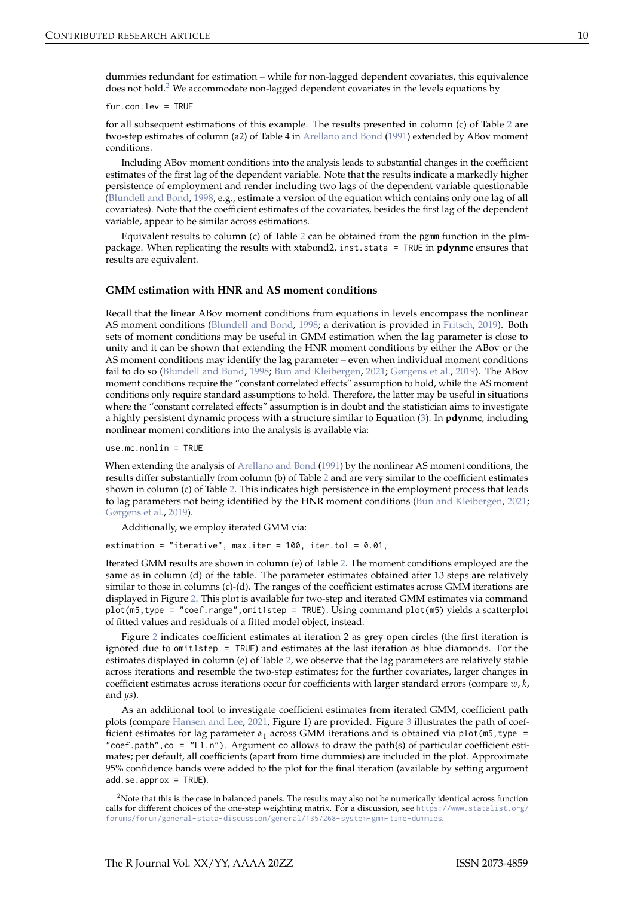dummies redundant for estimation – while for non-lagged dependent covariates, this equivalence does not hold.[2] We accommodate non-lagged dependent covariates in the levels equations by

```
fur.con.lev = TRUE
```

for all subsequent estimations of this example. The results presented in column (c) of Table 2 are two-step estimates of column (a2) of Table 4 in Arellano and Bond (1991) extended by ABov moment conditions.

Including ABov moment conditions into the analysis leads to substantial changes in the coefficient estimates of the first lag of the dependent variable. Note that the results indicate a markedly higher persistence of employment and render including two lags of the dependent variable questionable (Blundell and Bond, 1998, e.g., estimate a version of the equation which contains only one lag of all covariates). Note that the coefficient estimates of the covariates, besides the first lag of the dependent variable, appear to be similar across estimations.

Equivalent results to column (c) of Table 2 can be obtained from the `pgmm` function in the **plm**-package. When replicating the results with xtabond2, `inst.stata = TRUE` in **pdynmc** ensures that results are equivalent.

### GMM estimation with HNR and AS moment conditions

Recall that the linear ABov moment conditions from equations in levels encompass the nonlinear AS moment conditions (Blundell and Bond, 1998; a derivation is provided in Fritsch, 2019). Both sets of moment conditions may be useful in GMM estimation when the lag parameter is close to unity and it can be shown that extending the HNR moment conditions by either the ABov or the AS moment conditions may identify the lag parameter – even when individual moment conditions fail to do so (Blundell and Bond, 1998; Bun and Kleibergen, 2021; Gørgens et al., 2019). The ABov moment conditions require the "constant correlated effects" assumption to hold, while the AS moment conditions only require standard assumptions to hold. Therefore, the latter may be useful in situations where the "constant correlated effects" assumption is in doubt and the statistician aims to investigate a highly persistent dynamic process with a structure similar to Equation (3). In **pdynmc**, including nonlinear moment conditions into the analysis is available via:

```
use.mc.nonlin = TRUE
```

When extending the analysis of Arellano and Bond (1991) by the nonlinear AS moment conditions, the results differ substantially from column (b) of Table 2 and are very similar to the coefficient estimates shown in column (c) of Table 2. This indicates high persistence in the employment process that leads to lag parameters not being identified by the HNR moment conditions (Bun and Kleibergen, 2021; Gørgens et al., 2019).

Additionally, we employ iterated GMM via:

```
estimation = "iterative", max.iter = 100, iter.tol = 0.01,
```

Iterated GMM results are shown in column (e) of Table 2. The moment conditions employed are the same as in column (d) of the table. The parameter estimates obtained after 13 steps are relatively similar to those in columns (c)-(d). The ranges of the coefficient estimates across GMM iterations are displayed in Figure 2. This plot is available for two-step and iterated GMM estimates via command `plot(m5,type = "coef.range",omit1step = TRUE)`. Using command `plot(m5)` yields a scatterplot of fitted values and residuals of a fitted model object, instead.

Figure 2 indicates coefficient estimates at iteration 2 as grey open circles (the first iteration is ignored due to `omit1step = TRUE`) and estimates at the last iteration as blue diamonds. For the estimates displayed in column (e) of Table 2, we observe that the lag parameters are relatively stable across iterations and resemble the two-step estimates; for the further covariates, larger changes in coefficient estimates across iterations occur for coefficients with larger standard errors (compare $w$, $k$, and $ys$).

As an additional tool to investigate coefficient estimates from iterated GMM, coefficient path plots (compare Hansen and Lee, 2021, Figure 1) are provided. Figure 3 illustrates the path of coefficient estimates for lag parameter $\alpha_1$ across GMM iterations and is obtained via `plot(m5,type = "coef.path",co = "L1.n")`. Argument `co` allows to draw the path(s) of particular coefficient estimates; per default, all coefficients (apart from time dummies) are included in the plot. Approximate 95% confidence bands were added to the plot for the final iteration (available by setting argument `add.se.approx = TRUE`).

[2] Note that this is the case in balanced panels. The results may also not be numerically identical across function calls for different choices of the one-step weighting matrix. For a discussion, see https://www.statalist.org/forums/forum/general-stata-discussion/general/1357268-system-gmm-time-dummies.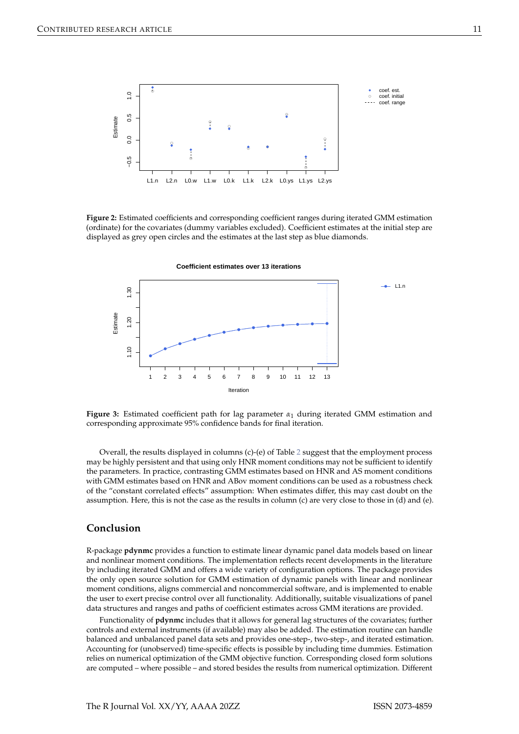**Figure 2:** Estimated coefficients and corresponding coefficient ranges during iterated GMM estimation (ordinate) for the covariates (dummy variables excluded). Coefficient estimates at the initial step are displayed as grey open circles and the estimates at the last step as blue diamonds.

**Figure 3:** Estimated coefficient path for lag parameter $\alpha_1$ during iterated GMM estimation and corresponding approximate 95% confidence bands for final iteration.

Overall, the results displayed in columns (c)-(e) of Table 2 suggest that the employment process may be highly persistent and that using only HNR moment conditions may not be sufficient to identify the parameters. In practice, contrasting GMM estimates based on HNR and AS moment conditions with GMM estimates based on HNR and ABov moment conditions can be used as a robustness check of the "constant correlated effects" assumption: When estimates differ, this may cast doubt on the assumption. Here, this is not the case as the results in column (c) are very close to those in (d) and (e).

## Conclusion

R-package **pdynmc** provides a function to estimate linear dynamic panel data models based on linear and nonlinear moment conditions. The implementation reflects recent developments in the literature by including iterated GMM and offers a wide variety of configuration options. The package provides the only open source solution for GMM estimation of dynamic panels with linear and nonlinear moment conditions, aligns commercial and noncommercial software, and is implemented to enable the user to exert precise control over all functionality. Additionally, suitable visualizations of panel data structures and ranges and paths of coefficient estimates across GMM iterations are provided.

Functionality of **pdynmc** includes that it allows for general lag structures of the covariates; further controls and external instruments (if available) may also be added. The estimation routine can handle balanced and unbalanced panel data sets and provides one-step-, two-step-, and iterated estimation. Accounting for (unobserved) time-specific effects is possible by including time dummies. Estimation relies on numerical optimization of the GMM objective function. Corresponding closed form solutions are computed – where possible – and stored besides the results from numerical optimization. Different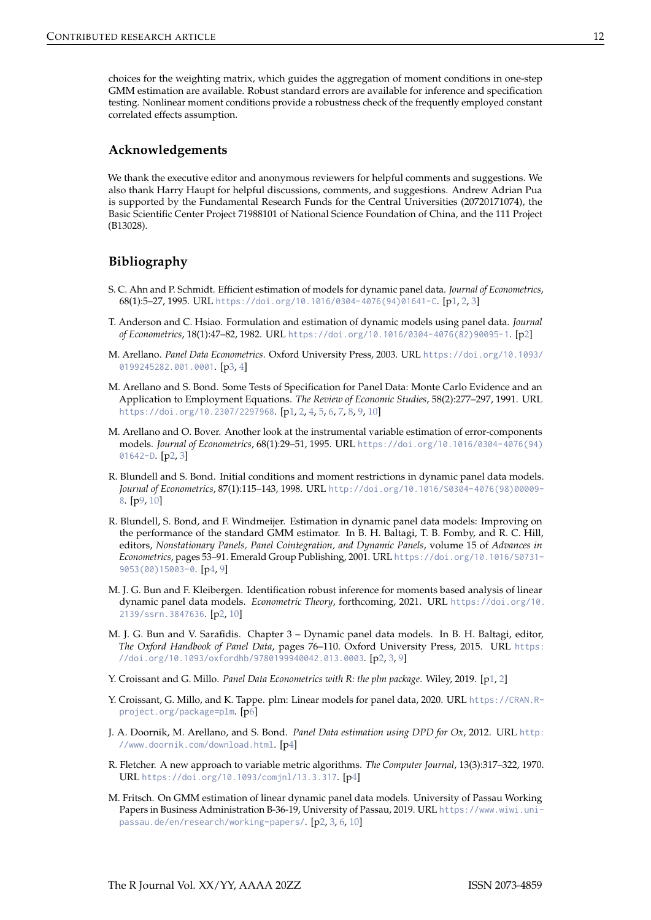choices for the weighting matrix, which guides the aggregation of moment conditions in one-step GMM estimation are available. Robust standard errors are available for inference and specification testing. Nonlinear moment conditions provide a robustness check of the frequently employed constant correlated effects assumption.

## Acknowledgements

We thank the executive editor and anonymous reviewers for helpful comments and suggestions. We also thank Harry Haupt for helpful discussions, comments, and suggestions. Andrew Adrian Pua is supported by the Fundamental Research Funds for the Central Universities (20720171074), the Basic Scientific Center Project 71988101 of National Science Foundation of China, and the 111 Project (B13028).

## Bibliography

S. C. Ahn and P. Schmidt. Efficient estimation of models for dynamic panel data. *Journal of Econometrics*, 68(1):5–27, 1995. URL https://doi.org/10.1016/0304-4076(94)01641-C. [p1, 2, 3]

T. Anderson and C. Hsiao. Formulation and estimation of dynamic models using panel data. *Journal of Econometrics*, 18(1):47–82, 1982. URL https://doi.org/10.1016/0304-4076(82)90095-1. [p2]

M. Arellano. *Panel Data Econometrics*. Oxford University Press, 2003. URL https://doi.org/10.1093/0199245282.001.0001. [p3, 4]

M. Arellano and S. Bond. Some Tests of Specification for Panel Data: Monte Carlo Evidence and an Application to Employment Equations. *The Review of Economic Studies*, 58(2):277–297, 1991. URL https://doi.org/10.2307/2297968. [p1, 2, 4, 5, 6, 7, 8, 9, 10]

M. Arellano and O. Bover. Another look at the instrumental variable estimation of error-components models. *Journal of Econometrics*, 68(1):29–51, 1995. URL https://doi.org/10.1016/0304-4076(94)01642-D. [p2, 3]

R. Blundell and S. Bond. Initial conditions and moment restrictions in dynamic panel data models. *Journal of Econometrics*, 87(1):115–143, 1998. URL http://doi.org/10.1016/S0304-4076(98)00009-8. [p9, 10]

R. Blundell, S. Bond, and F. Windmeijer. Estimation in dynamic panel data models: Improving on the performance of the standard GMM estimator. In B. H. Baltagi, T. B. Fomby, and R. C. Hill, editors, *Nonstationary Panels, Panel Cointegration, and Dynamic Panels*, volume 15 of *Advances in Econometrics*, pages 53–91. Emerald Group Publishing, 2001. URL https://doi.org/10.1016/S0731-9053(00)15003-0. [p4, 9]

M. J. G. Bun and F. Kleibergen. Identification robust inference for moments based analysis of linear dynamic panel data models. *Econometric Theory*, forthcoming, 2021. URL https://doi.org/10.2139/ssrn.3847636. [p2, 10]

M. J. G. Bun and V. Sarafidis. Chapter 3 – Dynamic panel data models. In B. H. Baltagi, editor, *The Oxford Handbook of Panel Data*, pages 76–110. Oxford University Press, 2015. URL https://doi.org/10.1093/oxfordhb/9780199940042.013.0003. [p2, 3, 9]

Y. Croissant and G. Millo. *Panel Data Econometrics with R: the plm package*. Wiley, 2019. [p1, 2]

Y. Croissant, G. Millo, and K. Tappe. plm: Linear models for panel data, 2020. URL https://CRAN.R-project.org/package=plm. [p6]

J. A. Doornik, M. Arellano, and S. Bond. *Panel Data estimation using DPD for Ox*, 2012. URL http://www.doornik.com/download.html. [p4]

R. Fletcher. A new approach to variable metric algorithms. *The Computer Journal*, 13(3):317–322, 1970. URL https://doi.org/10.1093/comjnl/13.3.317. [p4]

M. Fritsch. On GMM estimation of linear dynamic panel data models. University of Passau Working Papers in Business Administration B-36-19, University of Passau, 2019. URL https://www.wiwi.uni-passau.de/en/research/working-papers/. [p2, 3, 6, 10]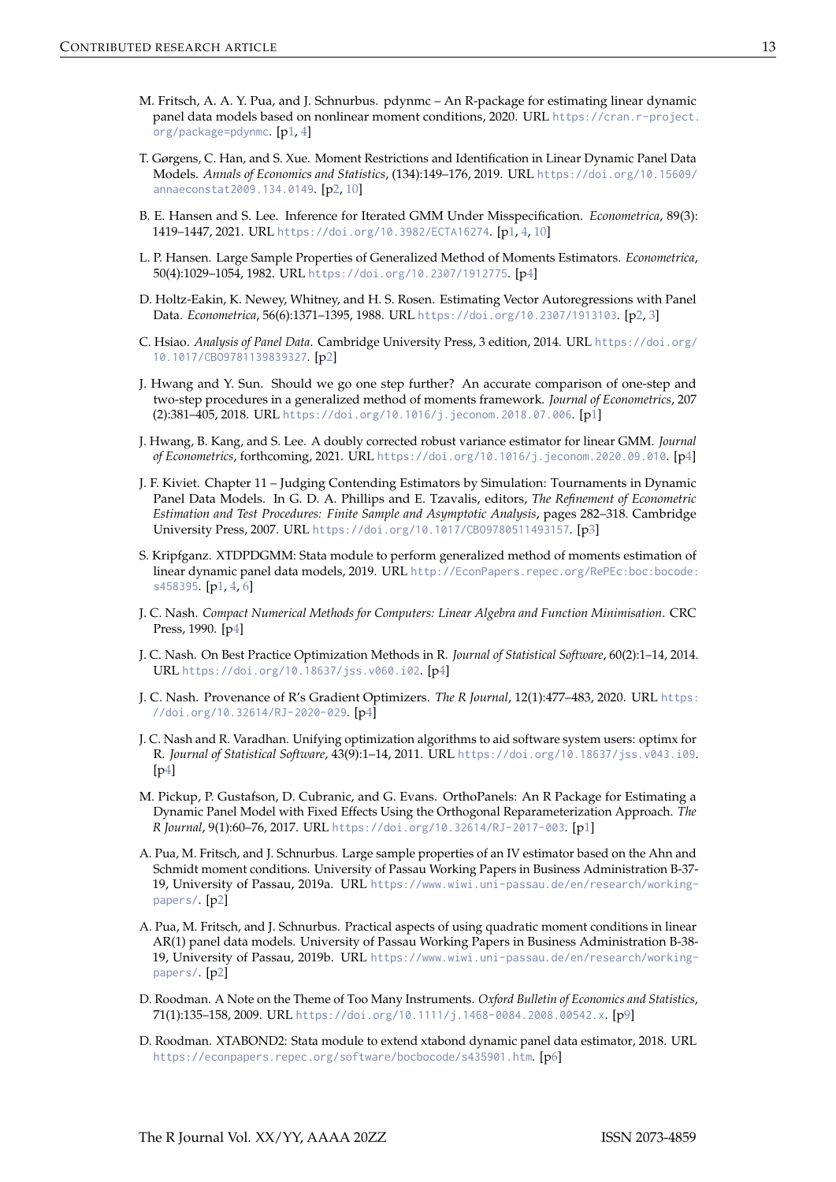M. Fritsch, A. A. Y. Pua, and J. Schnurbus. pdynmc – An R-package for estimating linear dynamic panel data models based on nonlinear moment conditions, 2020. URL https://cran.r-project.org/package=pdynmc. [p1, 4]

T. Gørgens, C. Han, and S. Xue. Moment Restrictions and Identification in Linear Dynamic Panel Data Models. *Annals of Economics and Statistics*, (134):149–176, 2019. URL https://doi.org/10.15609/annaeconstat2009.134.0149. [p2, 10]

B. E. Hansen and S. Lee. Inference for Iterated GMM Under Misspecification. *Econometrica*, 89(3): 1419–1447, 2021. URL https://doi.org/10.3982/ECTA16274. [p1, 4, 10]

L. P. Hansen. Large Sample Properties of Generalized Method of Moments Estimators. *Econometrica*, 50(4):1029–1054, 1982. URL https://doi.org/10.2307/1912775. [p4]

D. Holtz-Eakin, K. Newey, Whitney, and H. S. Rosen. Estimating Vector Autoregressions with Panel Data. *Econometrica*, 56(6):1371–1395, 1988. URL https://doi.org/10.2307/1913103. [p2, 3]

C. Hsiao. *Analysis of Panel Data*. Cambridge University Press, 3 edition, 2014. URL https://doi.org/10.1017/CBO9781139839327. [p2]

J. Hwang and Y. Sun. Should we go one step further? An accurate comparison of one-step and two-step procedures in a generalized method of moments framework. *Journal of Econometrics*, 207 (2):381–405, 2018. URL https://doi.org/10.1016/j.jeconom.2018.07.006. [p1]

J. Hwang, B. Kang, and S. Lee. A doubly corrected robust variance estimator for linear GMM. *Journal of Econometrics*, forthcoming, 2021. URL https://doi.org/10.1016/j.jeconom.2020.09.010. [p4]

J. F. Kiviet. Chapter 11 – Judging Contending Estimators by Simulation: Tournaments in Dynamic Panel Data Models. In G. D. A. Phillips and E. Tzavalis, editors, *The Refinement of Econometric Estimation and Test Procedures: Finite Sample and Asymptotic Analysis*, pages 282–318. Cambridge University Press, 2007. URL https://doi.org/10.1017/CBO9780511493157. [p3]

S. Kripfganz. XTDPDGMM: Stata module to perform generalized method of moments estimation of linear dynamic panel data models, 2019. URL http://EconPapers.repec.org/RePEc:boc:bocode:s458395. [p1, 4, 6]

J. C. Nash. *Compact Numerical Methods for Computers: Linear Algebra and Function Minimisation*. CRC Press, 1990. [p4]

J. C. Nash. On Best Practice Optimization Methods in R. *Journal of Statistical Software*, 60(2):1–14, 2014. URL https://doi.org/10.18637/jss.v060.i02. [p4]

J. C. Nash. Provenance of R's Gradient Optimizers. *The R Journal*, 12(1):477–483, 2020. URL https://doi.org/10.32614/RJ-2020-029. [p4]

J. C. Nash and R. Varadhan. Unifying optimization algorithms to aid software system users: optimx for R. *Journal of Statistical Software*, 43(9):1–14, 2011. URL https://doi.org/10.18637/jss.v043.i09. [p4]

M. Pickup, P. Gustafson, D. Cubranic, and G. Evans. OrthoPanels: An R Package for Estimating a Dynamic Panel Model with Fixed Effects Using the Orthogonal Reparameterization Approach. *The R Journal*, 9(1):60–76, 2017. URL https://doi.org/10.32614/RJ-2017-003. [p1]

A. Pua, M. Fritsch, and J. Schnurbus. Large sample properties of an IV estimator based on the Ahn and Schmidt moment conditions. University of Passau Working Papers in Business Administration B-37-19, University of Passau, 2019a. URL https://www.wiwi.uni-passau.de/en/research/working-papers/. [p2]

A. Pua, M. Fritsch, and J. Schnurbus. Practical aspects of using quadratic moment conditions in linear AR(1) panel data models. University of Passau Working Papers in Business Administration B-38-19, University of Passau, 2019b. URL https://www.wiwi.uni-passau.de/en/research/working-papers/. [p2]

D. Roodman. A Note on the Theme of Too Many Instruments. *Oxford Bulletin of Economics and Statistics*, 71(1):135–158, 2009. URL https://doi.org/10.1111/j.1468-0084.2008.00542.x. [p9]

D. Roodman. XTABOND2: Stata module to extend xtabond dynamic panel data estimator, 2018. URL https://econpapers.repec.org/software/bocbocode/s435901.htm. [p6]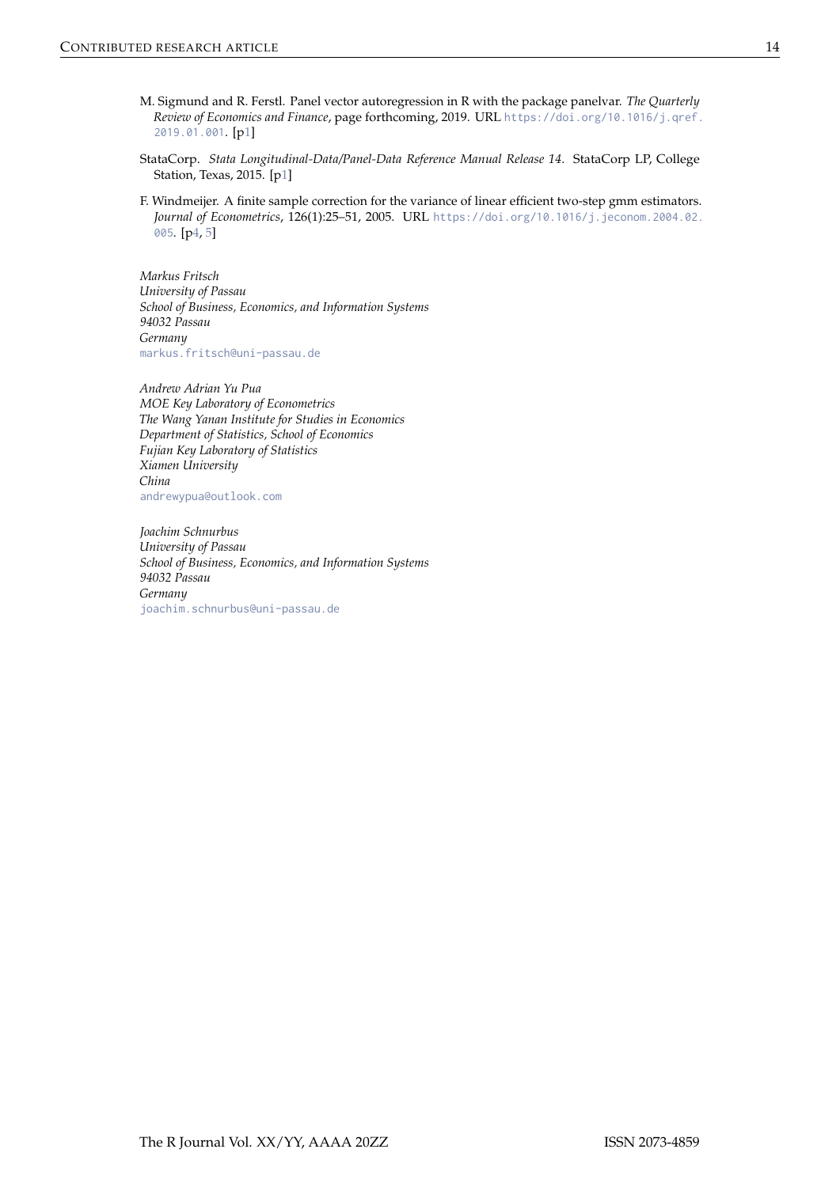M. Sigmund and R. Ferstl. Panel vector autoregression in R with the package panelvar. *The Quarterly Review of Economics and Finance*, page forthcoming, 2019. URL https://doi.org/10.1016/j.qref.2019.01.001. [p1]

StataCorp. *Stata Longitudinal-Data/Panel-Data Reference Manual Release 14*. StataCorp LP, College Station, Texas, 2015. [p1]

F. Windmeijer. A finite sample correction for the variance of linear efficient two-step gmm estimators. *Journal of Econometrics*, 126(1):25–51, 2005. URL https://doi.org/10.1016/j.jeconom.2004.02.005. [p4, 5]

*Markus Fritsch*
*University of Passau*
*School of Business, Economics, and Information Systems*
*94032 Passau*
*Germany*
markus.fritsch@uni-passau.de

*Andrew Adrian Yu Pua*
*MOE Key Laboratory of Econometrics*
*The Wang Yanan Institute for Studies in Economics*
*Department of Statistics, School of Economics*
*Fujian Key Laboratory of Statistics*
*Xiamen University*
*China*
andrewypua@outlook.com

*Joachim Schnurbus*
*University of Passau*
*School of Business, Economics, and Information Systems*
*94032 Passau*
*Germany*
joachim.schnurbus@uni-passau.de